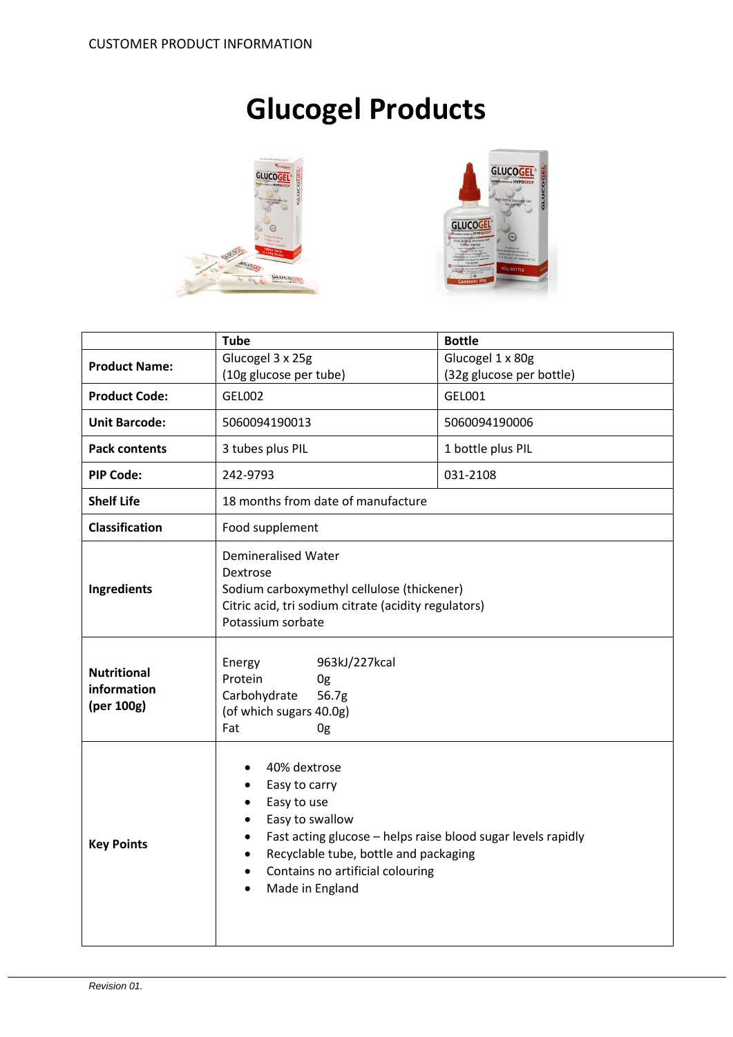CUSTOMER PRODUCT INFORMATION

# Glucogel Products

| | Tube | Bottle |
|---|---|---|
| **Product Name:** | Glucogel 3 x 25g (10g glucose per tube) | Glucogel 1 x 80g (32g glucose per bottle) |
| **Product Code:** | GEL002 | GEL001 |
| **Unit Barcode:** | 5060094190013 | 5060094190006 |
| **Pack contents** | 3 tubes plus PIL | 1 bottle plus PIL |
| **PIP Code:** | 242-9793 | 031-2108 |
| **Shelf Life** | 18 months from date of manufacture | |
| **Classification** | Food supplement | |
| **Ingredients** | Demineralised Water<br>Dextrose<br>Sodium carboxymethyl cellulose (thickener)<br>Citric acid, tri sodium citrate (acidity regulators)<br>Potassium sorbate | |
| **Nutritional information (per 100g)** | Energy 963kJ/227kcal<br>Protein 0g<br>Carbohydrate 56.7g<br>(of which sugars 40.0g)<br>Fat 0g | |
| **Key Points** | • 40% dextrose<br>• Easy to carry<br>• Easy to use<br>• Easy to swallow<br>• Fast acting glucose – helps raise blood sugar levels rapidly<br>• Recyclable tube, bottle and packaging<br>• Contains no artificial colouring<br>• Made in England | |

*Revision 01.*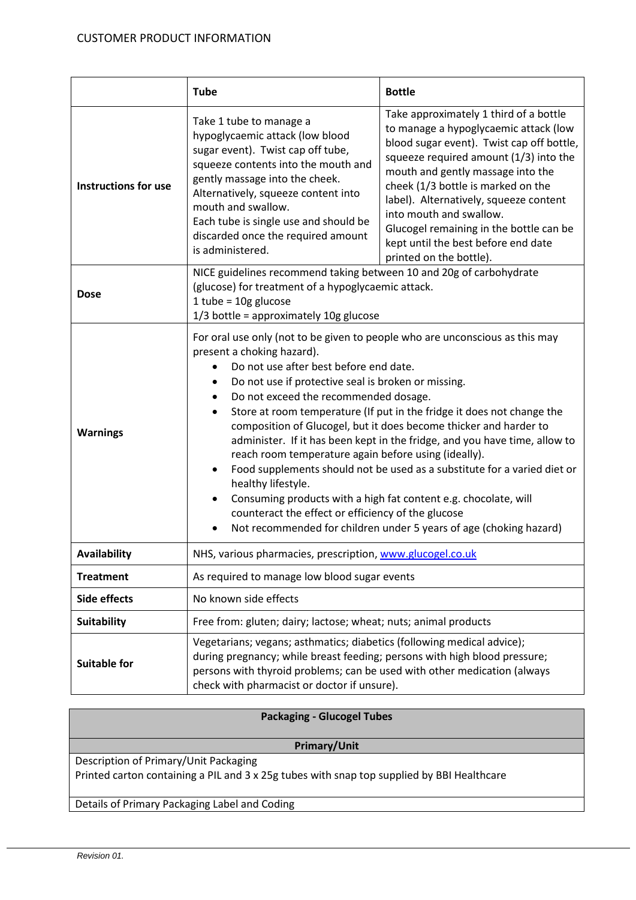| | Tube | Bottle |
|---|---|---|
| **Instructions for use** | Take 1 tube to manage a hypoglycaemic attack (low blood sugar event). Twist cap off tube, squeeze contents into the mouth and gently massage into the cheek. Alternatively, squeeze content into mouth and swallow. Each tube is single use and should be discarded once the required amount is administered. | Take approximately 1 third of a bottle to manage a hypoglycaemic attack (low blood sugar event). Twist cap off bottle, squeeze required amount (1/3) into the mouth and gently massage into the cheek (1/3 bottle is marked on the label). Alternatively, squeeze content into mouth and swallow. Glucogel remaining in the bottle can be kept until the best before end date printed on the bottle). |
| **Dose** | NICE guidelines recommend taking between 10 and 20g of carbohydrate (glucose) for treatment of a hypoglycaemic attack.<br>1 tube = 10g glucose<br>1/3 bottle = approximately 10g glucose | |
| **Warnings** | For oral use only (not to be given to people who are unconscious as this may present a choking hazard).<br>• Do not use after best before end date.<br>• Do not use if protective seal is broken or missing.<br>• Do not exceed the recommended dosage.<br>• Store at room temperature (If put in the fridge it does not change the composition of Glucogel, but it does become thicker and harder to administer. If it has been kept in the fridge, and you have time, allow to reach room temperature again before using (ideally).<br>• Food supplements should not be used as a substitute for a varied diet or healthy lifestyle.<br>• Consuming products with a high fat content e.g. chocolate, will counteract the effect or efficiency of the glucose<br>• Not recommended for children under 5 years of age (choking hazard) | |
| **Availability** | NHS, various pharmacies, prescription, www.glucogel.co.uk | |
| **Treatment** | As required to manage low blood sugar events | |
| **Side effects** | No known side effects | |
| **Suitability** | Free from: gluten; dairy; lactose; wheat; nuts; animal products | |
| **Suitable for** | Vegetarians; vegans; asthmatics; diabetics (following medical advice); during pregnancy; while breast feeding; persons with high blood pressure; persons with thyroid problems; can be used with other medication (always check with pharmacist or doctor if unsure). | |

| Packaging - Glucogel Tubes |
|---|
| **Primary/Unit** |
| Description of Primary/Unit Packaging<br>Printed carton containing a PIL and 3 x 25g tubes with snap top supplied by BBI Healthcare |
| Details of Primary Packaging Label and Coding |

*Revision 01.*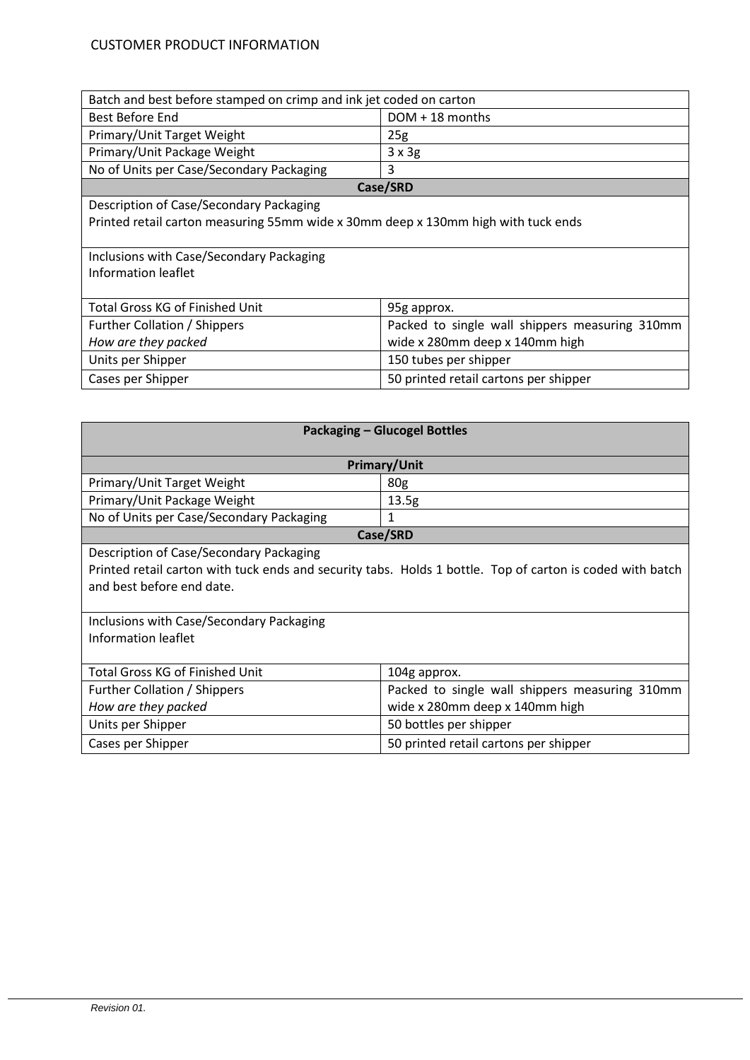CUSTOMER PRODUCT INFORMATION

| Batch and best before stamped on crimp and ink jet coded on carton | |
|---|---|
| Best Before End | DOM + 18 months |
| Primary/Unit Target Weight | 25g |
| Primary/Unit Package Weight | 3 x 3g |
| No of Units per Case/Secondary Packaging | 3 |
| **Case/SRD** | |
| Description of Case/Secondary Packaging<br>Printed retail carton measuring 55mm wide x 30mm deep x 130mm high with tuck ends | |
| Inclusions with Case/Secondary Packaging<br>Information leaflet | |
| Total Gross KG of Finished Unit | 95g approx. |
| Further Collation / Shippers<br>*How are they packed* | Packed to single wall shippers measuring 310mm wide x 280mm deep x 140mm high |
| Units per Shipper | 150 tubes per shipper |
| Cases per Shipper | 50 printed retail cartons per shipper |

| **Packaging – Glucogel Bottles** | |
|---|---|
| **Primary/Unit** | |
| Primary/Unit Target Weight | 80g |
| Primary/Unit Package Weight | 13.5g |
| No of Units per Case/Secondary Packaging | 1 |
| **Case/SRD** | |
| Description of Case/Secondary Packaging<br>Printed retail carton with tuck ends and security tabs. Holds 1 bottle. Top of carton is coded with batch and best before end date. | |
| Inclusions with Case/Secondary Packaging<br>Information leaflet | |
| Total Gross KG of Finished Unit | 104g approx. |
| Further Collation / Shippers<br>*How are they packed* | Packed to single wall shippers measuring 310mm wide x 280mm deep x 140mm high |
| Units per Shipper | 50 bottles per shipper |
| Cases per Shipper | 50 printed retail cartons per shipper |

*Revision 01.*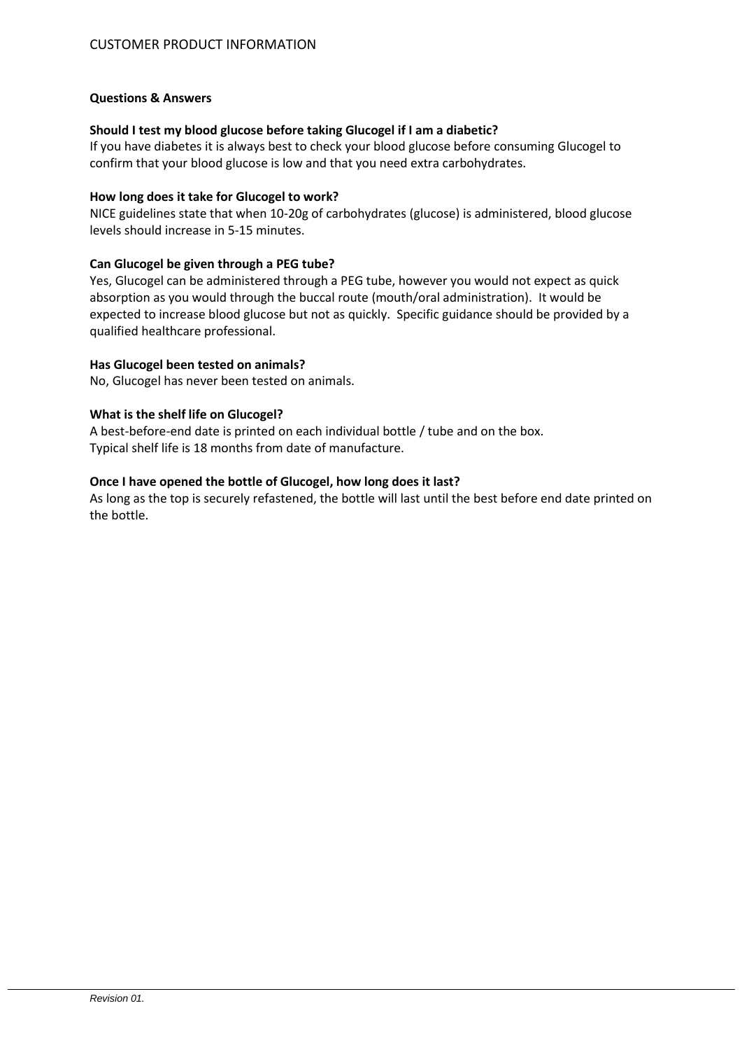**Questions & Answers**

**Should I test my blood glucose before taking Glucogel if I am a diabetic?**

If you have diabetes it is always best to check your blood glucose before consuming Glucogel to confirm that your blood glucose is low and that you need extra carbohydrates.

**How long does it take for Glucogel to work?**

NICE guidelines state that when 10-20g of carbohydrates (glucose) is administered, blood glucose levels should increase in 5-15 minutes.

**Can Glucogel be given through a PEG tube?**

Yes, Glucogel can be administered through a PEG tube, however you would not expect as quick absorption as you would through the buccal route (mouth/oral administration). It would be expected to increase blood glucose but not as quickly. Specific guidance should be provided by a qualified healthcare professional.

**Has Glucogel been tested on animals?**

No, Glucogel has never been tested on animals.

**What is the shelf life on Glucogel?**

A best-before-end date is printed on each individual bottle / tube and on the box.
Typical shelf life is 18 months from date of manufacture.

**Once I have opened the bottle of Glucogel, how long does it last?**

As long as the top is securely refastened, the bottle will last until the best before end date printed on the bottle.